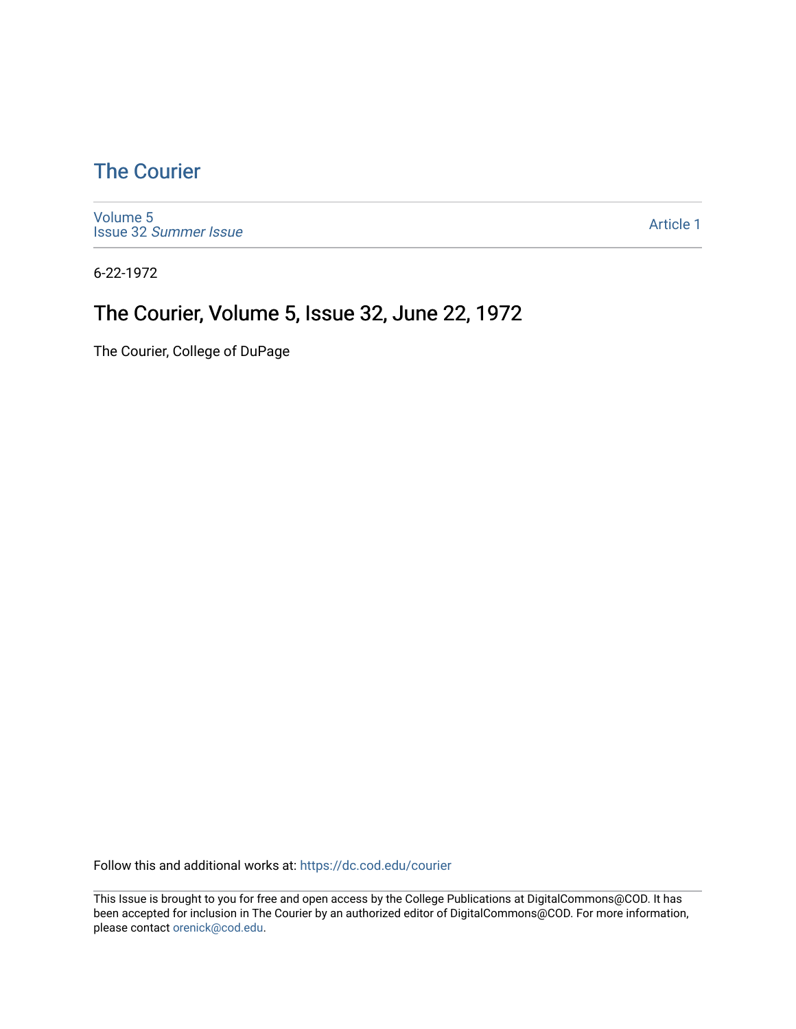# The Courier

Volume 5
Issue 32 *Summer Issue*

Article 1

6-22-1972

## The Courier, Volume 5, Issue 32, June 22, 1972

The Courier, College of DuPage

Follow this and additional works at: https://dc.cod.edu/courier

This Issue is brought to you for free and open access by the College Publications at DigitalCommons@COD. It has been accepted for inclusion in The Courier by an authorized editor of DigitalCommons@COD. For more information, please contact orenick@cod.edu.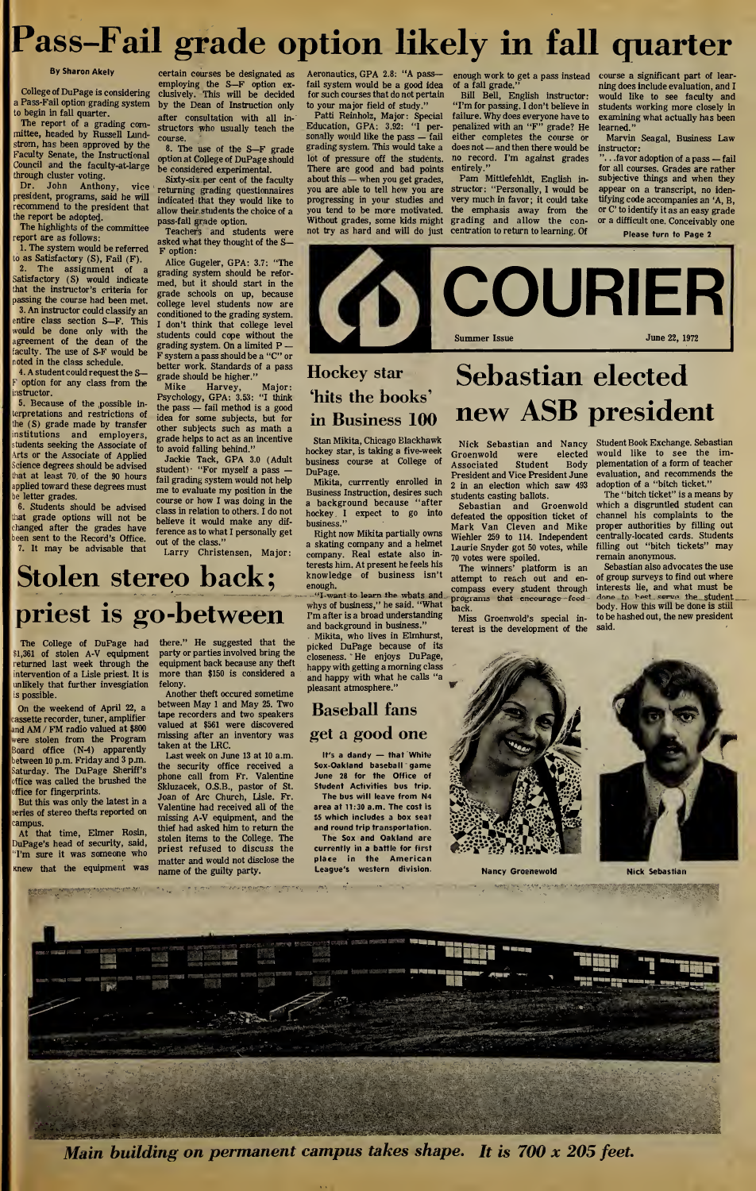# Pass–Fail grade option likely in fall quarter

**By Sharon Akely**

College of DuPage is considering a Pass-Fail option grading system to begin in fall quarter.

The report of a grading committee, headed by Russell Lundstrom, has been approved by the Faculty Senate, the Instructional Council and the faculty-at-large through cluster voting.

Dr. John Anthony, vice president, programs, said he will recommend to the president that the report be adopted.

The highlights of the committee report are as follows:

1. The system would be referred to as Satisfactory (S), Fail (F).

2. The assignment of a Satisfactory (S) would indicate that the instructor's criteria for passing the course had been met.

3. An instructor could classify an entire class section S—F. This would be done only with the agreement of the dean of the faculty. The use of S-F would be noted in the class schedule.

4. A student could request the S—F option for any class from the instructor.

5. Because of the possible interpretations and restrictions of the (S) grade made by transfer institutions and employers, students seeking the Associate of Arts or the Associate of Applied Science degrees should be advised that at least 70 of the 90 hours applied toward these degrees must be letter grades.

6. Students should be advised that grade options will not be changed after the grades have been sent to the Record's Office.

7. It may be advisable that certain courses be designated as employing the S—F option exclusively. This will be decided by the Dean of Instruction only after consultation with all instructors who usually teach the course.

8. The use of the S—F grade option at College of DuPage should be considered experimental.

Sixty-six per cent of the faculty returning grading questionnaires indicated that they would like to allow their students the choice of a pass-fail grade option.

Teachers and students were asked what they thought of the S—F option:

Alice Gugeler, GPA: 3.7: "The grading system should be reformed, but it should start in the grade schools on up, because college level students now are conditioned to the grading system. I don't think that college level students could cope without the grading system. On a limited P — F system a pass should be a "C" or better work. Standards of a pass grade should be higher."

Mike Harvey, Major: Psychology, GPA: 3.53: "I think the pass — fail method is a good idea for some subjects, but for other subjects such as a math grade helps to act as an incentive to avoid falling behind."

Jackie Tack, GPA 3.0 (Adult student): "For myself a pass — fail grading system would not help me to evaluate my position in the course or how I was doing in the class in relation to others. I do not believe it would make any difference as to what I personally get out of the class."

Larry Christensen, Major: Aeronautics, GPA 2.8: "A pass—fail system would be a good idea for such courses that do not pertain to your major field of study."

Patti Reinholz, Major: Special Education, GPA: 3.92: "I personally would like the pass — fail grading system. This would take a lot of pressure off the students. There are good and bad points about this — when you get grades, you are able to tell how you are progressing in your studies and you tend to be more motivated. Without grades, some kids might not try as hard and will do just enough work to get a pass instead of a fail grade."

Bill Bell, English instructor: "I'm for passing. I don't believe in failure. Why does everyone have to be penalized with an "F" grade? He either completes the course or does not — and then there would be no record. I'm against grades entirely."

Pam Mittlefehldt, English instructor: "Personally, I would be very much in favor; it could take the emphasis away from the grading and allow the concentration to return to learning. Of course a significant part of learning does include evaluation, and I would like to see faculty and students working more closely in examining what actually has been learned."

Marvin Seagal, Business Law instructor:

"...favor adoption of a pass — fail for all courses. Grades are rather subjective things and when they appear on a transcript, no identifying code accompanies an 'A, B, or C' to identify it as an easy grade or a difficult one. Conceivably one

**Please turn to Page 2**

# COURIER

Summer Issue — June 22, 1972

# Stolen stereo back; priest is go-between

The College of DuPage had $1,361 of stolen A-V equipment returned last week through the intervention of a Lisle priest. It is unlikely that further invesgiation is possible.

On the weekend of April 22, a cassette recorder, tuner, amplifier and AM / FM radio valued at $800 were stolen from the Program Board office (N-4) apparently between 10 p.m. Friday and 3 p.m. Saturday. The DuPage Sheriff's office was called the brushed the office for fingerprints.

But this was only the latest in a series of stereo thefts reported on campus.

At that time, Elmer Rosin, DuPage's head of security, said, "I'm sure it was someone who knew that the equipment was there." He suggested that the party or parties involved bring the equipment back because any theft more than $150 is considered a felony.

Another theft occured sometime between May 1 and May 25. Two tape recorders and two speakers valued at $561 were discovered missing after an inventory was taken at the LRC.

Last week on June 13 at 10 a.m. the security office received a phone call from Fr. Valentine Skluzacek, O.S.B., pastor of St. Joan of Arc Church, Lisle. Fr. Valentine had received all of the missing A-V equipment, and the thief had asked him to return the stolen items to the College. The priest refused to discuss the matter and would not disclose the name of the guilty party.

# Hockey star 'hits the books' in Business 100

Stan Mikita, Chicago Blackhawk hockey star, is taking a five-week business course at College of DuPage.

Mikita, currrently enrolled in Business Instruction, desires such a background because "after hockey I expect to go into business."

Right now Mikita partially owns a skating company and a helmet company. Real estate also interests him. At present he feels his knowledge of business isn't enough.

"I want to learn the whats and whys of business," he said. "What I'm after is a broad understanding and background in business."

Mikita, who lives in Elmhurst, picked DuPage because of its closeness. He enjoys DuPage, happy with getting a morning class and happy with what he calls "a pleasant atmosphere."

## Baseball fans get a good one

It's a dandy — that White Sox-Oakland baseball game June 28 for the Office of Student Activities bus trip.

The bus will leave from N4 area at 11:30 a.m. The cost is $5 which includes a box seat and round trip transportation.

The Sox and Oakland are currently in a battle for first place in the American League's western division.

# Sebastian elected new ASB president

Nick Sebastian and Nancy Groenwold were elected Associated Student Body President and Vice President June 2 in an election which saw 493 students casting ballots.

Sebastian and Groenwold defeated the opposition ticket of Mark Van Cleven and Mike Wiehler 259 to 114. Independent Laurie Snyder got 50 votes, while 70 votes were spoiled.

The winners' platform is an attempt to reach out and encompass every student through programs that encourage feed-back.

Miss Groenwold's special interest is the development of the Student Book Exchange. Sebastian would like to see the implementation of a form of teacher evaluation, and recommends the adoption of a "bitch ticket."

The "bitch ticket" is a means by which a disgruntled student can channel his complaints to the proper authorities by filling out centrally-located cards. Students filling out "bitch tickets" may remain anonymous.

Sebastian also advocates the use of group surveys to find out where interests lie, and what must be done to best serve the student body. How this will be done is still to be hashed out, the new president said.

Nancy Groenwold

Nick Sebastian

*Main building on permanent campus takes shape. It is 700 x 205 feet.*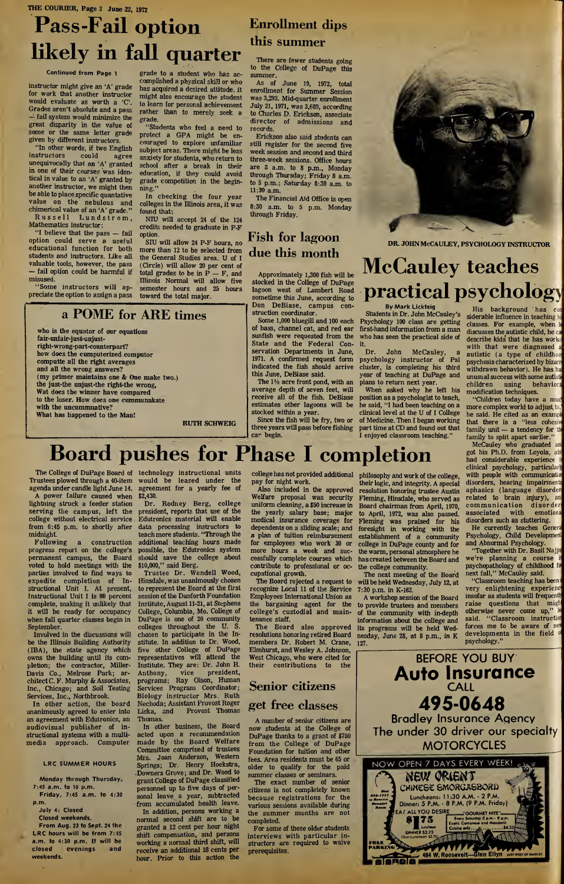# Pass-Fail option likely in fall quarter

Continued from Page 1

instructor might give an 'A' grade for work that another instructor would evaluate as worth a 'C'. Grades aren't absolute and a pass — fail system would minimize the great disparity in the value of some or the same letter grade given by different instructors.

"In other words, if two English instructors could agree unequivocally that an 'A' granted in one of their courses was identical in value to an 'A' granted by another instructor, we might then be able to place specific quantative value on the nebulous and chimerical value of an 'A' grade."

Russell Lundstrom, Mathematics instructor:

"I believe that the pass — fail option could serve a useful educational function for both students and instructors. Like all valuable tools, however, the pass — fail option could be harmful if misused.

"Some instructors will appreciate the option to assign a pass grade to a student who has accomplished a physical skill or who has acquired a desired attitude. It might also encourage the student to learn for personal achievement rather than to merely seek a grade.

"Students who feel a need to protect a GPA might be encouraged to explore unfamiliar subject areas. There might be less anxiety for students, who return to school after a break in their education, if they could avoid grade competition in the beginning."

In checking the four year colleges in the Illinois area, it was found that:

NIU will accept 24 of the 124 credits needed to graduate in P-F option.

SIU will allow 24 P-F hours, no more than 12 to be selected from the General Studies area. U of I (Circle) will allow 20 per cent of total grades to be in P — F, and Illinois Normal will allow five semester hours and 25 hours toward the total major.

## a POME for ARE times

who is the equator of our equations
fair-unfair-just-unjust-
right-wrong-part-counterpart?
how does the computerized computor
computte all the right averages
and all the wrong answers?
(my primer maintains one & One make two.)
the just-the unjust-the right-the wrong,
Wat does the winner have compared
to the loser. How does one communakate
with the uncummuative?
What has happened to the Man!

RUTH SCHWEIG

# Enrollment dips this summer

There are fewer students going to the College of DuPage this summer.

As of June 19, 1972, total enrollment for Summer Session was 3,292. Mid-quarter enrollment July 21, 1971, was 3,689, according to Charles D. Erickson, associate director of admissions and records.

Erickson also said students can still register for the second five week session and second and third three-week sessions. Office hours are 8 a.m. to 8 p.m., Monday through Thursday; Friday 8 a.m. to 5 p.m.; Saturday 8:30 a.m. to 11:30 a.m.

The Financial Aid Office is open 8:30 a.m. to 5 p.m. Monday through Friday.

# Fish for lagoon due this month

Approximately 1,300 fish will be stocked in the College of DuPage lagoon west of Lambert Road sometime this June, according to Don DeBiase, campus construction coordinator.

Some 1,000 bluegill and 100 each of bass, channel cat, and red ear sunfish were requested from the State and the Federal Conservation Departments in June, 1971. A confirmed request form indicated the fish should arrive this June, DeBiase said.

The 1½ acre front pond, with an average depth of seven feet, will receive all of the fish. DeBiase estimates other lagoons will be stocked within a year.

Since the fish will be fry, two or three years will pass before fishing can begin.

DR. JOHN McCAULEY, PSYCHOLOGY INSTRUCTOR

# McCauley teaches practical psychology

By Mark Lickteig

Students in Dr. John McCauley's Psychology 100 class are getting first-hand information from a man who has seen the practical side of it.

Dr. John McCauley, a psychology instructor of Psi cluster, is completing his third year of teaching at DuPage and plans to return next year.

When asked why he left his position as a psychologist to teach, he said, "I had been teaching on a clinical level at the U of I College of Medicine. Then I began working part time at CD and found out that I enjoyed classroom teaching."

His background has considerable influence in teaching his classes. For example, when he discusses the autistic child, he can describe kids that he has worked with that were diagnosed as autistic (a type of childhood psychosis characterized by bizarre withdrawn behavior). He has had unusual success with some autistic children using behavioral modification techniques.

"Children today have a much more complex world to adjust to," he said. He cited as an example that there is a "less cohesive family unit — a tendency for the family to split apart earlier."

McCauley who graduated and got his Ph.D. from Loyola, also had considerable experience in clinical psychology, particularly with people with communication disorders, hearing impairments, aphasics (language disorders related to brain injury), and communication disorders associated with emotional disorders such as stuttering.

He currently teaches General Psychology, Child Development and Abnormal Psychology.

"Together with Dr. Basil Najjar we're planning a course in psychopathology of childhood for next fall," McCauley said.

"Classroom teaching has been a very enlightening experience insofar as students will frequently raise questions that might otherwise never come up," he said. "Classroom instruction forces me to be aware of new developments in the field of psychology."

# Board pushes for Phase I completion

The College of DuPage Board of Trustees plowed through a 40-item agenda under candle light June 14.

A power failure caused when lightning struck a feeder station serving the campus, left the college without electrical service from 6:45 p.m. to shortly after midnight.

Following a construction progress report on the college's permanent campus, the Board voted to hold meetings with the parties involved to find ways to expedite completion of Instructional Unit I. At present, Instructional Unit I is 80 percent complete, making it unlikely that it will be ready for occupancy when fall quarter classes begin in September.

Involved in the discussions will be the Illinois Building Authority (IBA), the state agency which owns the building until its completion; the contractor, Miller-Davis Co., Melrose Park; architect C. F. Murphy & Associates, Inc., Chicago; and Soil Testing Services, Inc., Northbrook.

In other action, the board unanimously agreed to enter into an agreement with Edutronics, an audiovisual publisher of instructional systems with a multimedia approach. Computer technology instructional units would be leased under the agreement for a yearly fee of $2,430.

Dr. Rodney Berg, college president, reports that use of the Edutronics material will enable data processing instructors to teach more students. "Through the additional teaching hours made possible, the Edutronics system should save the college about $10,000," said Berg.

Trustee Dr. Wendell Wood, Hinsdale, was unanimously chosen to represent the Board at the first session of the Danforth Foundation Institute, August 11-21, at Stephens College, Columbia, Mo. College of DuPage is one of 20 community colleges throughout the U. S. chosen to participate in the Institute. In addition to Dr. Wood, five other College of DuPage representatives will attend the Institute. They are: Dr. John H. Anthony, vice president, programs; Ray Olson, Human Services Program Coordinator; Biology instructor Mrs. Ruth Nechoda; Assistant Provost Roger Liska, and Provost Thomas Thomas.

In other business, the Board acted upon a recommendation made by the Board Welfare Committee comprised of trustees Mrs. Joan Anderson, Western Springs; Dr. Henry Hoekstra, Downers Grove; and Dr. Wood to grant College of DuPage classified personnel up to five days of personal leave a year, subtracted from accumulated health leave.

In addition, persons working a normal second shift are to be granted a 12 cent per hour night shift compensation, and persons working a normal third shift, will receive an additional 18 cents per hour. Prior to this action the college has not provided additional pay for night work.

Also included in the approved Welfare proposal was security uniform cleaning, a $50 increase in the yearly salary base; major medical insurance coverage for dependents on a sliding scale; and a plan of tuition reimbursement for employees who work 30 or more hours a week and successfully complete courses which contribute to professional or occupational growth.

The Board rejected a request to recognize Local 11 of the Service Employees International Union as the bargaining agent for the college's custodial and maintenance staff.

The Board also approved resolutions honoring retired Board members Dr. Robert M. Crane, Elmhurst, and Wesley A. Johnson, West Chicago, who were cited for their contributions to the philosophy and work of the college, their logic, and integrity. A special resolution honoring trustee Austin Fleming, Hinsdale, who served as Board chairman from April, 1970, to April, 1972, was also passed. Fleming was praised for his foresight in working with the establishment of a community college in DuPage county and for the warm, personal atmosphere he has created between the Board and the college community.

The next meeting of the Board will be held Wednesday, July 12, at 7:30 p.m. in K-162.

A workshop session of the Board to provide trustees and members of the community with in-depth information about the college and its programs will be held Wednesday, June 28, at 8 p.m., in K 127.

**LRC SUMMER HOURS**

Monday through Thursday, 7:45 a.m. to 10 p.m.
Friday, 7:45 a.m. to 4:30 p.m.
July 4: Closed
Closed weekends.
From Aug. 23 to Sept. 24 the LRC hours will be from 7:45 a.m. to 4:30 p.m. It will be closed evenings and weekends.

# Senior citizens get free classes

A number of senior citizens are now students at the College of DuPage thanks to a grant of $750 from the College of DuPage Foundation for tuition and other fees. Area residents must be 65 or older to qualify for the paid summer classes or seminars.

The exact number of senior citizens is not completely known because registrations for the various sessions available during the summer months are not completed.

For some of these older students interviews with particular instructors are required to waive prerequisites.

BEFORE YOU BUY
**Auto Insurance**
CALL
**495-0648**
Bradley Insurance Agency
The under 30 driver our specialty
MOTORCYCLES

NOW OPEN 7 DAYS EVERY WEEK!
NEW ORIENT
CHINESE SMORGASBORD
Luncheons: 11:30 A.M. - 2 P.M.
Dinner: 5 P.M. - 8 P.M. (9 P.M. Friday)
EAT ALL YOU DESIRE
$1.75 Luncheon
DINNER $2.75 (Sun-Luncheon $2.75)
"GOURMET NITE" Every Saturday 5 p.m. - 9 p.m. Exotic Cantonese and Mandarin Cuisine only... $4.25
FREE PARKING
484 W. Roosevelt—Glen Ellyn JUST WEST OF MAIN ST.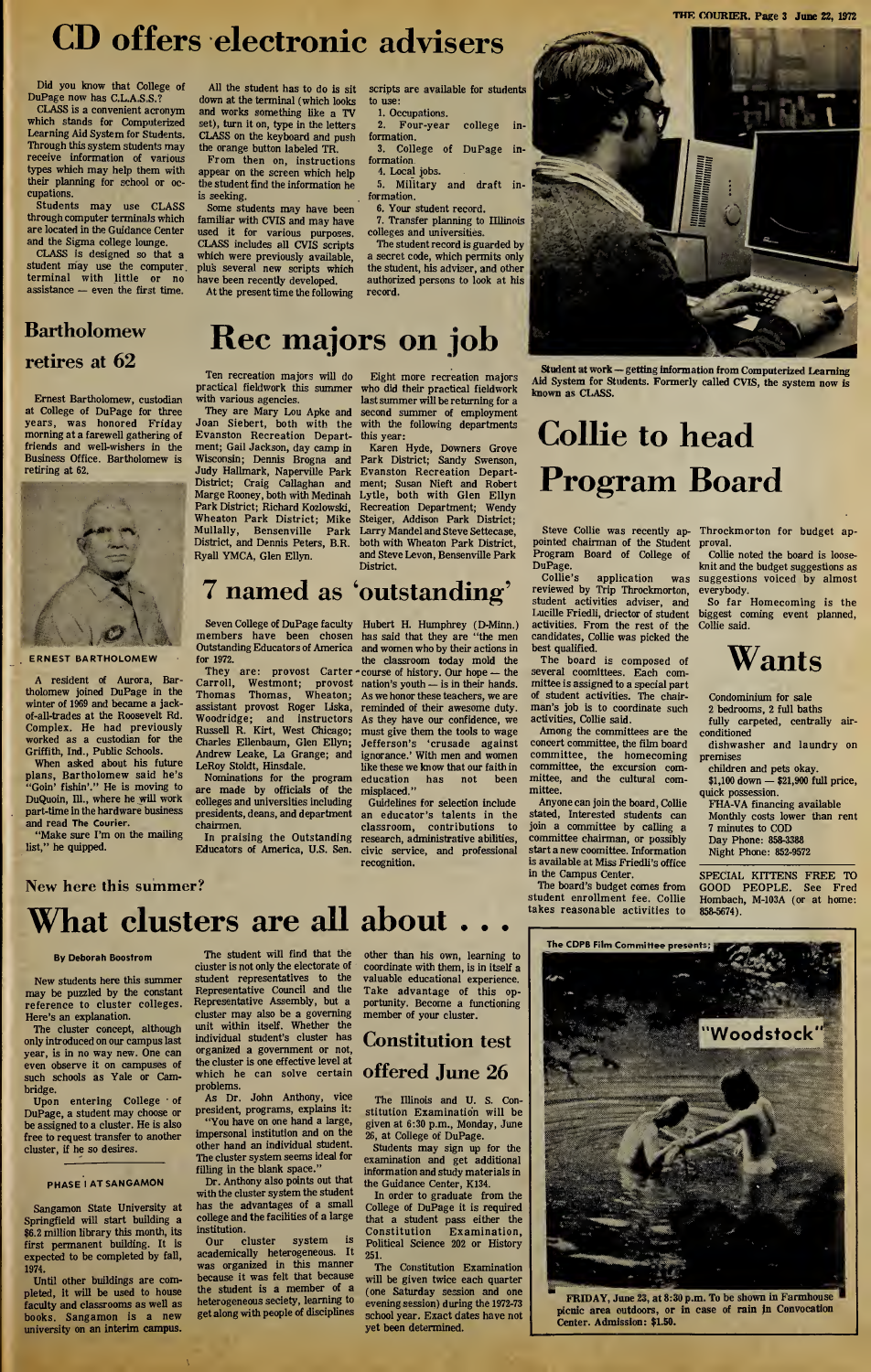# CD offers electronic advisers

Did you know that College of DuPage now has C.L.A.S.S.?

CLASS is a convenient acronym which stands for Computerized Learning Aid System for Students. Through this system students may receive information of various types which may help them with their planning for school or occupations.

Students may use CLASS through computer terminals which are located in the Guidance Center and the Sigma college lounge.

CLASS is designed so that a student may use the computer terminal with little or no assistance — even the first time.

All the student has to do is sit down at the terminal (which looks and works something like a TV set), turn it on, type in the letters CLASS on the keyboard and push the orange button labeled TR.

From then on, instructions appear on the screen which help the student find the information he is seeking.

Some students may have been familiar with CVIS and may have used it for various purposes. CLASS includes all CVIS scripts which were previously available, plus several new scripts which have been recently developed.

At the present time the following scripts are available for students to use:

1. Occupations.
2. Four-year college information.
3. College of DuPage information.
4. Local jobs.
5. Military and draft information.
6. Your student record.
7. Transfer planning to Illinois colleges and universities.

The student record is guarded by a secret code, which permits only the student, his adviser, and other authorized persons to look at his record.

Student at work — getting information from Computerized Learning Aid System for Students. Formerly called CVIS, the system now is known as CLASS.

## Bartholomew retires at 62

Ernest Bartholomew, custodian at College of DuPage for three years, was honored Friday morning at a farewell gathering of friends and well-wishers in the Business Office. Bartholomew is retiring at 62.

ERNEST BARTHOLOMEW

A resident of Aurora, Bartholomew joined DuPage in the winter of 1969 and became a jack-of-all-trades at the Roosevelt Rd. Complex. He had previously worked as a custodian for the Griffith, Ind., Public Schools.

When asked about his future plans, Bartholomew said he's "Goin' fishin'." He is moving to DuQuoin, Ill., where he will work part-time in the hardware business and read The Courier.

"Make sure I'm on the mailing list," he quipped.

# Rec majors on job

Ten recreation majors will do practical fieldwork this summer with various agencies.

They are Mary Lou Apke and Joan Siebert, both with the Evanston Recreation Department; Gail Jackson, day camp in Wisconsin; Dennis Brogna and Judy Hallmark, Naperville Park District; Craig Callaghan and Marge Rooney, both with Medinah Park District; Richard Kozlowski, Wheaton Park District; Mike Mullally, Bensenville Park District, and Dennis Peters, B.R. Ryall YMCA, Glen Ellyn.

Eight more recreation majors who did their practical fieldwork last summer will be returning for a second summer of employment with the following departments this year:

Karen Hyde, Downers Grove Park District; Sandy Swenson, Evanston Recreation Department; Susan Nieft and Robert Lytle, both with Glen Ellyn Recreation Department; Wendy Steiger, Addison Park District; Larry Mandel and Steve Settecase, both with Wheaton Park District, and Steve Levon, Bensenville Park District.

# 7 named as 'outstanding'

Seven College of DuPage faculty members have been chosen Outstanding Educators of America for 1972.

They are: provost Carter Carroll, Westmont; provost Thomas Thomas, Wheaton; assistant provost Roger Liska, Woodridge; and instructors Russell R. Kirt, West Chicago; Charles Ellenbaum, Glen Ellyn; Andrew Leake, La Grange; and LeRoy Stoldt, Hinsdale.

Nominations for the program are made by officials of the colleges and universities including presidents, deans, and department chairmen.

In praising the Outstanding Educators of America, U.S. Sen. Hubert H. Humphrey (D-Minn.) has said that they are "the men and women who by their actions in the classroom today mold the course of history. Our hope — the nation's youth — is in their hands. As we honor these teachers, we are reminded of their awesome duty. As they have our confidence, we must give them the tools to wage Jefferson's 'crusade against ignorance.' With men and women like these we know that our faith in education has not been misplaced."

Guidelines for selection include an educator's talents in the classroom, contributions to research, administrative abilities, civic service, and professional recognition.

# Collie to head Program Board

Steve Collie was recently appointed chairman of the Student Program Board of College of DuPage.

Collie's application was reviewed by Trip Throckmorton, student activities adviser, and Lucille Friedli, driector of student activities. From the rest of the candidates, Collie was picked the best qualified.

The board is composed of several committees. Each committee is assigned to a special part of student activities. The chairman's job is to coordinate such activities, Collie said.

Among the committees are the concert committee, the film board committee, the homecoming committee, the excursion committee, and the cultural committee.

Anyone can join the board, Collie stated. Interested students can join a committee by calling a committee chairman, or possibly start a new committee. Information is available at Miss Friedli's office in the Campus Center.

The board's budget comes from student enrollment fee. Collie takes reasonable activities to Throckmorton for budget approval.

Collie noted the board is loose-knit and the budget suggestions as suggestions voiced by almost everybody.

So far Homecoming is the biggest coming event planned, Collie said.

# Wants

Condominium for sale
2 bedrooms, 2 full baths
fully carpeted, centrally air-conditioned
dishwasher and laundry on premises
children and pets okay.
$1,100 down — $21,900 full price, quick possession.
FHA-VA financing available
Monthly costs lower than rent
7 minutes to COD
Day Phone: 858-3388
Night Phone: 852-9572

SPECIAL KITTENS FREE TO GOOD PEOPLE. See Fred Hombach, M-103A (or at home: 858-5674).

New here this summer?

# What clusters are all about . . .

**By Deborah Boostrom**

New students here this summer may be puzzled by the constant reference to cluster colleges. Here's an explanation.

The cluster concept, although only introduced on our campus last year, is in no way new. One can even observe it on campuses of such schools as Yale or Cambridge.

Upon entering College of DuPage, a student may choose or be assigned to a cluster. He is also free to request transfer to another cluster, if he so desires.

The student will find that the cluster is not only the electorate of student representatives to the Representative Council and the Representative Assembly, but a cluster may also be a governing unit within itself. Whether the individual student's cluster has organized a government or not, the cluster is one effective level at which he can solve certain problems.

As Dr. John Anthony, vice president, programs, explains it: "You have on one hand a large, impersonal institution and on the other hand an individual student. The cluster system seems ideal for filling in the blank space."

Dr. Anthony also points out that with the cluster system the student has the advantages of a small college and the facilities of a large institution.

Our cluster system is academically heterogeneous. It was organized in this manner because it was felt that because the student is a member of a heterogeneous society, learning to get along with people of disciplines other than his own, learning to coordinate with them, is in itself a valuable educational experience. Take advantage of this opportunity. Become a functioning member of your cluster.

### PHASE I AT SANGAMON

Sangamon State University at Springfield will start building a $6.2 million library this month, its first permanent building. It is expected to be completed by fall, 1974.

Until other buildings are completed, it will be used to house faculty and classrooms as well as books. Sangamon is a new university on an interim campus.

# Constitution test offered June 26

The Illinois and U. S. Constitution Examination will be given at 6:30 p.m., Monday, June 26, at College of DuPage.

Students may sign up for the examination and get additional information and study materials in the Guidance Center, K134.

In order to graduate from the College of DuPage it is required that a student pass either the Constitution Examination, Political Science 202 or History 251.

The Constitution Examination will be given twice each quarter (one Saturday session and one evening session) during the 1972-73 school year. Exact dates have not yet been determined.

The CDPB Film Committee presents:

"Woodstock"

FRIDAY, June 23, at 8:30 p.m. To be shown in Farmhouse picnic area outdoors, or in case of rain in Convocation Center. Admission: $1.50.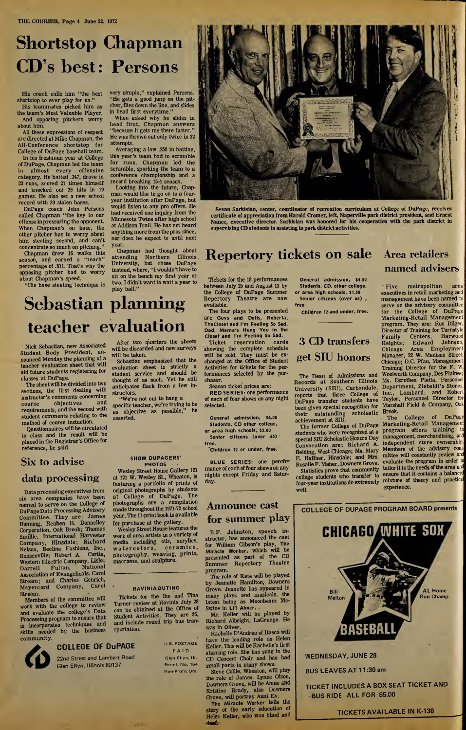# Shortstop Chapman CD's best: Persons

His coach calls him "the best shortstop to ever play for us."

His teammates picked him as the team's Most Valuable Player.

And opposing pitchers worry about him.

All these expressions of respect are directed at Mike Chapman, the All-Conference shortstop for College of DuPage baseball team.

In his freshman year at College of DuPage, Chapman led the team in almost every offensive category. He batted .347, drove in 23 runs, scored 21 times himself and knocked out 26 hits in 19 games. He also set a new school record with 30 stolen bases.

DuPage coach John Persons called Chapman "the key to our offense in pressuring the opponent. When Chapman's on base, the other pitcher has to worry about him stealing second, and can't concentrate so much on pitching."

Chapman drew 16 walks this season, and earned a "reach" percentage of .511. That's why the opposing pitcher had to worry about Chapman's speed.

"His base stealing technique is very simple," explained Persons. "He gets a good jump on the pitcher, flies down the line, and slides in head first everytime."

When asked why he slides in head first, Chapman answers "because it gets me there faster." He was thrown out only twice in 32 attempts.

Averaging a low .258 in batting, this year's team had to scramble for runs. Chapman led the scramble, sparking the team to a conference championship and a record breaking 15-4 season.

Looking into the future, Chapman would like to go on to a four-year institution after DuPage, but would listen to any pro offers. He had received one inquiry from the Minnesota Twins after high school at Addison Trail. He has not heard anything more from the pros since, nor does he expect to until next year.

Chapman had thought about attending Northern Illinois University, but chose DuPage instead, where, "I wouldn't have to sit on the bench my first year or two. I didn't want to wait a year to play ball."

Sevan Sarkisian, center, coordinator of recreation curriculum at College of DuPage, receives certificate of appreciation from Harold Cromer, left, Naperville park district president, and Ernest Nance, executive director. Sarkisian was honored for his cooperation with the park district in supervising CD students in assisting in park district activities.

# Sebastian planning teacher evaluation

Nick Sebastian, new Associated Student Body President, announced Monday the planning of a teacher evaluation sheet that will aid future students registering for classes at DuPage.

The sheet will be divided into two sections, the first dealing with instructor's comments concerning course objectives and requirements, and the second with student comments relating to the method of course instruction.

Questionnaires will be circulated in class and the result will be placed in the Registrar's Office for reference, he said.

After two quarters the sheets will be discarded and new surveys will be taken.

Sebastian emphasized that the evaluation sheet is strictly a student service and should be thought of as such. Yet he still anticipates flack from a few instructors.

"We're not out to hang a specific teacher, we're trying to be as objective as possible," he asserted.

## Six to advise data processing

Data processing executives from six area companies have been named to serve on the College of DuPage Data Processing Advisory Committee. They are: James Bunning, Reuben H. Donnelley Corporation, Oak Brook; Thomas Smillie, International Harvester Company, Hinsdale; Richard Nelson, Beeline Fashions, Inc., Bensenville; Robert A. Curtin, Western Electric Company, Lisle; Darrell Fulton, National Association of Evangelicals, Carol Stream; and Charles Genrich, Meyercord Company, Carol Stream.

Members of the committee will work with the college to review and evaluate the college's Data Processing program to ensure that is incorporates techniques and skills needed by the business community.

### SHOW DUPAGERS' PHOTOS

Wesley Street House Gallery 121 at 121 W. Wesley St., Wheaton, is featuring a portfolio of prints of original photographs by students at College of DuPage. The photographs are a compilation made throughout the 1971-72 school year. The 11-print book is available for purchase at the gallery.

Wesley Street House features the work of area artists in a variety of media including oils, acrylics, watercolors, ceramics, photography, weaving, prints, macrame, and sculpture.

### RAVINIA OUTING

Tickets for the Ike and Tina Turner review at Ravinia July 28 can be obtained at the Office of Student Activities. They are $6, and include round trip bus transportation.

COLLEGE OF DuPAGE
22nd Street and Lambert Road
Glen Ellyn, Illinois 60137

U.S. POSTAGE PAID
Glen Ellyn, Ill.
Permit No. 164
Non-Profit Org.

# Repertory tickets on sale

Tickets for the 18 performances between July 25 and August 13 by the College of DuPage Summer Repertory Theatre are now available.

The four plays to be presented are Guys and Dolls, Roberta, TheCloset and I'm Feeling So Sad. Dad, Mama's Hung You in the Closet and I'm Feeling So Sad.

Ticket reservation cards showing the complete schedule will be sold. They must be exchanged at the Office of Student Activities for tickets for the performances selected by the purchaser.

Season ticket prices are:

RED SERIES: one performance of each of four shows on any night selected.

General admission, $6.00
Students, CD other college, or area high schools, $2.00
Senior citizens (over 65) free.
Children 12 or under, free.

BLUE SERIES: one performance of each of four shows on any nights except Friday and Saturday.

General admission, $4.50
Students, CD, other college, or area high schools, $1.50
Senior citizens (over 65), free
Children 12 and under, free.

## 3 CD transfers get SIU honors

The Dean of Admissions and Records at Southern Illinois University (SIU), Carbondale, reports that three College of DuPage transfer students have been given special recognition for their outstanding scholastic achievement at SIU.

The former College of DuPage students who were recognized at a special SIU Scholastic Honors Day Convocation are: Richard A. Belding, West Chicago; Ms. Mary E. Haffner, Hinsdale; and Mrs. Rosalie F. Maher, Downers Grove.

Statistics prove that community college students who transfer to four-year institutions do extremely well.

## Announce cast for summer play

B.F. Johnston, speech instructor, has announced the cast for William Gibson's play, The Miracle Worker, which will be presented as part of the CD Summer Repertory Theatre program.

The role of Kate will be played by Jeanette Hamilton, Downers Grove. Jeanette has appeared in many plays and musicals, the latest being as Moonbeam McSwine in Li'l Abner.

Mr. Keller will be played by Richard Albright, LaGrange. He was in Oliver.

Rachelle D'Andrea of Itasca will have the leading role as Helen Keller. This will be Rachelle's first starring role. She has sung in the CD Concert Choir and has had small parts in many shows.

Steve Collie, Wheaton, will play the role of James. Lynne Olson, Downers Grove, will be Annie and Kristine Brady, also Downers Grove, will portray Aunt Ev.

The Miracle Worker tells the story of the early education of Helen Keller, who was blind and deaf.

# Area retailers named advisers

Five metropolitan area executives in retail marketing and management have been named to serve on the advisory committee for the College of DuPage Marketing-Retail Management program. They are: Ron Dilger, Director of Training for Turnstyle Family Centers, Harwood Heights; Edward Johnson, Chicago Area Employment Manager, 22 W. Madison Street, Chicago; D.C. Pfau, Management Training Director for the F. W. Woolworth Company, Des Plaines; Ms. Dorothea Pletta, Personnel Department, Zieboldt's Stores, Inc., Lombard; and Robert Taylor, Personnel Director for Marshall Field & Company, Oak Brook.

The College of DuPage Marketing-Retail Management program offers training in management, merchandising, and independent store ownership. Members of the advisory committee will constantly review and evaluate the program in order to tailor it to the needs of the area and ensure that it contains a balanced mixture of theory and practical experience.

COLLEGE OF DUPAGE PROGRAM BOARD presents

CHICAGO WHITE SOX

Bill Melton

AL Home Run Champ

BASEBALL

WEDNESDAY, JUNE 28

BUS LEAVES AT 11:30 am

TICKET INCLUDES A BOX SEAT TICKET AND BUS RIDE ALL FOR $5.00

TICKETS AVAILABLE IN K-138